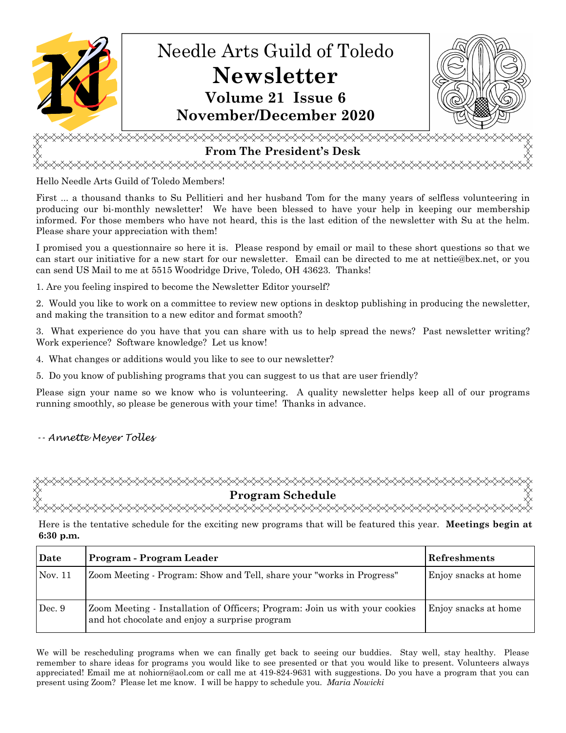# Needle Arts Guild of Toledo

# Newsletter

## Volume 21 Issue 6

## November/December 2020

## From The President's Desk

Hello Needle Arts Guild of Toledo Members!

First ... a thousand thanks to Su Pellitieri and her husband Tom for the many years of selfless volunteering in producing our bi-monthly newsletter! We have been blessed to have your help in keeping our membership informed. For those members who have not heard, this is the last edition of the newsletter with Su at the helm. Please share your appreciation with them!

I promised you a questionnaire so here it is. Please respond by email or mail to these short questions so that we can start our initiative for a new start for our newsletter. Email can be directed to me at nettie@bex.net, or you can send US Mail to me at 5515 Woodridge Drive, Toledo, OH 43623. Thanks!

1. Are you feeling inspired to become the Newsletter Editor yourself?

2. Would you like to work on a committee to review new options in desktop publishing in producing the newsletter, and making the transition to a new editor and format smooth?

3. What experience do you have that you can share with us to help spread the news? Past newsletter writing? Work experience? Software knowledge? Let us know!

4. What changes or additions would you like to see to our newsletter?

5. Do you know of publishing programs that you can suggest to us that are user friendly?

Please sign your name so we know who is volunteering. A quality newsletter helps keep all of our programs running smoothly, so please be generous with your time! Thanks in advance.

*-- Annette Meyer Tolles*

## Program Schedule

Here is the tentative schedule for the exciting new programs that will be featured this year. **Meetings begin at 6:30 p.m.**

| Date | Program - Program Leader | Refreshments |
|---|---|---|
| Nov. 11 | Zoom Meeting - Program: Show and Tell, share your "works in Progress" | Enjoy snacks at home |
| Dec. 9 | Zoom Meeting - Installation of Officers; Program: Join us with your cookies and hot chocolate and enjoy a surprise program | Enjoy snacks at home |

We will be rescheduling programs when we can finally get back to seeing our buddies. Stay well, stay healthy. Please remember to share ideas for programs you would like to see presented or that you would like to present. Volunteers always appreciated! Email me at nohiorn@aol.com or call me at 419-824-9631 with suggestions. Do you have a program that you can present using Zoom? Please let me know. I will be happy to schedule you. *Maria Nowicki*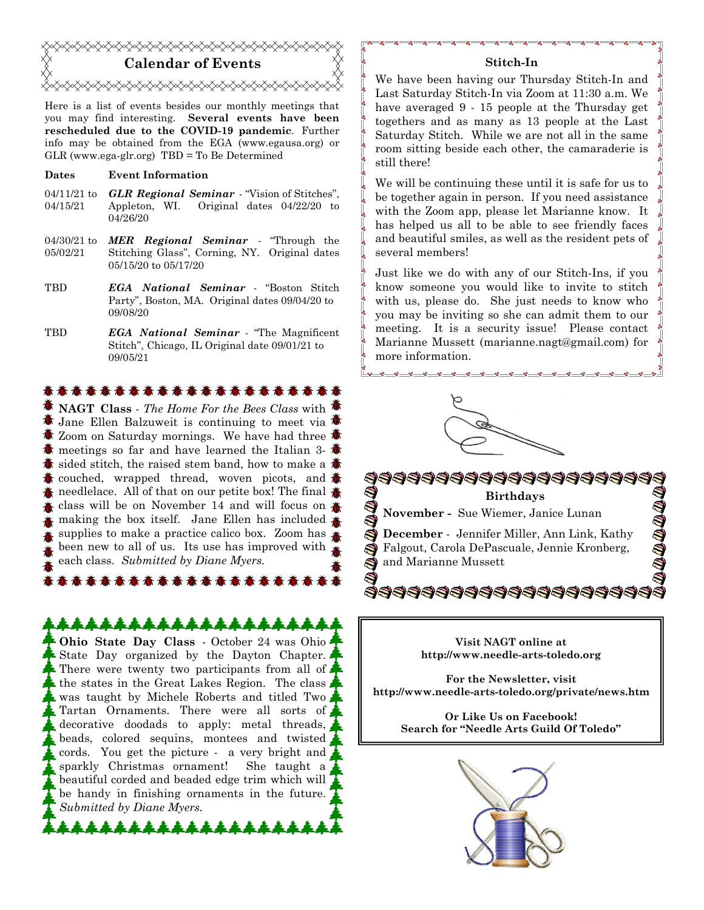## Calendar of Events

Here is a list of events besides our monthly meetings that you may find interesting. **Several events have been rescheduled due to the COVID-19 pandemic**. Further info may be obtained from the EGA (www.egausa.org) or GLR (www.ega-glr.org) TBD = To Be Determined

| Dates | Event Information |
|---|---|
| 04/11/21 to 04/15/21 | ***GLR Regional Seminar*** - "Vision of Stitches", Appleton, WI. Original dates 04/22/20 to 04/26/20 |
| 04/30/21 to 05/02/21 | ***MER Regional Seminar*** - "Through the Stitching Glass", Corning, NY. Original dates 05/15/20 to 05/17/20 |
| TBD | ***EGA National Seminar*** - "Boston Stitch Party", Boston, MA. Original dates 09/04/20 to 09/08/20 |
| TBD | ***EGA National Seminar*** - "The Magnificent Stitch", Chicago, IL Original date 09/01/21 to 09/05/21 |

**NAGT Class** - *The Home For the Bees Class* with Jane Ellen Balzuweit is continuing to meet via Zoom on Saturday mornings. We have had three meetings so far and have learned the Italian 3-sided stitch, the raised stem band, how to make a couched, wrapped thread, woven picots, and needlelace. All of that on our petite box! The final class will be on November 14 and will focus on making the box itself. Jane Ellen has included supplies to make a practice calico box. Zoom has been new to all of us. Its use has improved with each class. *Submitted by Diane Myers.*

**Ohio State Day Class** - October 24 was Ohio State Day organized by the Dayton Chapter. There were twenty two participants from all of the states in the Great Lakes Region. The class was taught by Michele Roberts and titled Two Tartan Ornaments. There were all sorts of decorative doodads to apply: metal threads, beads, colored sequins, montees and twisted cords. You get the picture - a very bright and sparkly Christmas ornament! She taught a beautiful corded and beaded edge trim which will be handy in finishing ornaments in the future. *Submitted by Diane Myers.*

### Stitch-In

We have been having our Thursday Stitch-In and Last Saturday Stitch-In via Zoom at 11:30 a.m. We have averaged 9 - 15 people at the Thursday get togethers and as many as 13 people at the Last Saturday Stitch. While we are not all in the same room sitting beside each other, the camaraderie is still there!

We will be continuing these until it is safe for us to be together again in person. If you need assistance with the Zoom app, please let Marianne know. It has helped us all to be able to see friendly faces and beautiful smiles, as well as the resident pets of several members!

Just like we do with any of our Stitch-Ins, if you know someone you would like to invite to stitch with us, please do. She just needs to know who you may be inviting so she can admit them to our meeting. It is a security issue! Please contact Marianne Mussett (marianne.nagt@gmail.com) for more information.

### Birthdays

**November -** Sue Wiemer, Janice Lunan

**December** - Jennifer Miller, Ann Link, Kathy Falgout, Carola DePascuale, Jennie Kronberg, and Marianne Mussett

**Visit NAGT online at**
**http://www.needle-arts-toledo.org**

**For the Newsletter, visit**
**http://www.needle-arts-toledo.org/private/news.htm**

**Or Like Us on Facebook!**
**Search for "Needle Arts Guild Of Toledo"**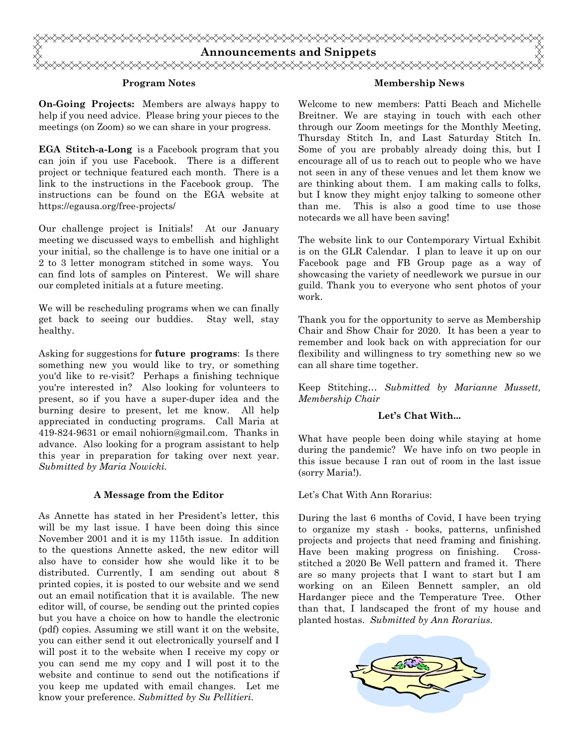# Announcements and Snippets

### Program Notes

**On-Going Projects:** Members are always happy to help if you need advice. Please bring your pieces to the meetings (on Zoom) so we can share in your progress.

**EGA Stitch-a-Long** is a Facebook program that you can join if you use Facebook. There is a different project or technique featured each month. There is a link to the instructions in the Facebook group. The instructions can be found on the EGA website at https://egausa.org/free-projects/

Our challenge project is Initials! At our January meeting we discussed ways to embellish and highlight your initial, so the challenge is to have one initial or a 2 to 3 letter monogram stitched in some ways. You can find lots of samples on Pinterest. We will share our completed initials at a future meeting.

We will be rescheduling programs when we can finally get back to seeing our buddies. Stay well, stay healthy.

Asking for suggestions for **future programs**: Is there something new you would like to try, or something you'd like to re-visit? Perhaps a finishing technique you're interested in? Also looking for volunteers to present, so if you have a super-duper idea and the burning desire to present, let me know. All help appreciated in conducting programs. Call Maria at 419-824-9631 or email nohiorn@gmail.com. Thanks in advance. Also looking for a program assistant to help this year in preparation for taking over next year. *Submitted by Maria Nowicki.*

### A Message from the Editor

As Annette has stated in her President's letter, this will be my last issue. I have been doing this since November 2001 and it is my 115th issue. In addition to the questions Annette asked, the new editor will also have to consider how she would like it to be distributed. Currently, I am sending out about 8 printed copies, it is posted to our website and we send out an email notification that it is available. The new editor will, of course, be sending out the printed copies but you have a choice on how to handle the electronic (pdf) copies. Assuming we still want it on the website, you can either send it out electronically yourself and I will post it to the website when I receive my copy or you can send me my copy and I will post it to the website and continue to send out the notifications if you keep me updated with email changes. Let me know your preference. *Submitted by Su Pellitieri.*

### Membership News

Welcome to new members: Patti Beach and Michelle Breitner. We are staying in touch with each other through our Zoom meetings for the Monthly Meeting, Thursday Stitch In, and Last Saturday Stitch In. Some of you are probably already doing this, but I encourage all of us to reach out to people who we have not seen in any of these venues and let them know we are thinking about them. I am making calls to folks, but I know they might enjoy talking to someone other than me. This is also a good time to use those notecards we all have been saving!

The website link to our Contemporary Virtual Exhibit is on the GLR Calendar. I plan to leave it up on our Facebook page and FB Group page as a way of showcasing the variety of needlework we pursue in our guild. Thank you to everyone who sent photos of your work.

Thank you for the opportunity to serve as Membership Chair and Show Chair for 2020. It has been a year to remember and look back on with appreciation for our flexibility and willingness to try something new so we can all share time together.

Keep Stitching… *Submitted by Marianne Mussett, Membership Chair*

### Let's Chat With...

What have people been doing while staying at home during the pandemic? We have info on two people in this issue because I ran out of room in the last issue (sorry Maria!).

Let's Chat With Ann Rorarius:

During the last 6 months of Covid, I have been trying to organize my stash - books, patterns, unfinished projects and projects that need framing and finishing. Have been making progress on finishing. Cross-stitched a 2020 Be Well pattern and framed it. There are so many projects that I want to start but I am working on an Eileen Bennett sampler, an old Hardanger piece and the Temperature Tree. Other than that, I landscaped the front of my house and planted hostas. *Submitted by Ann Rorarius.*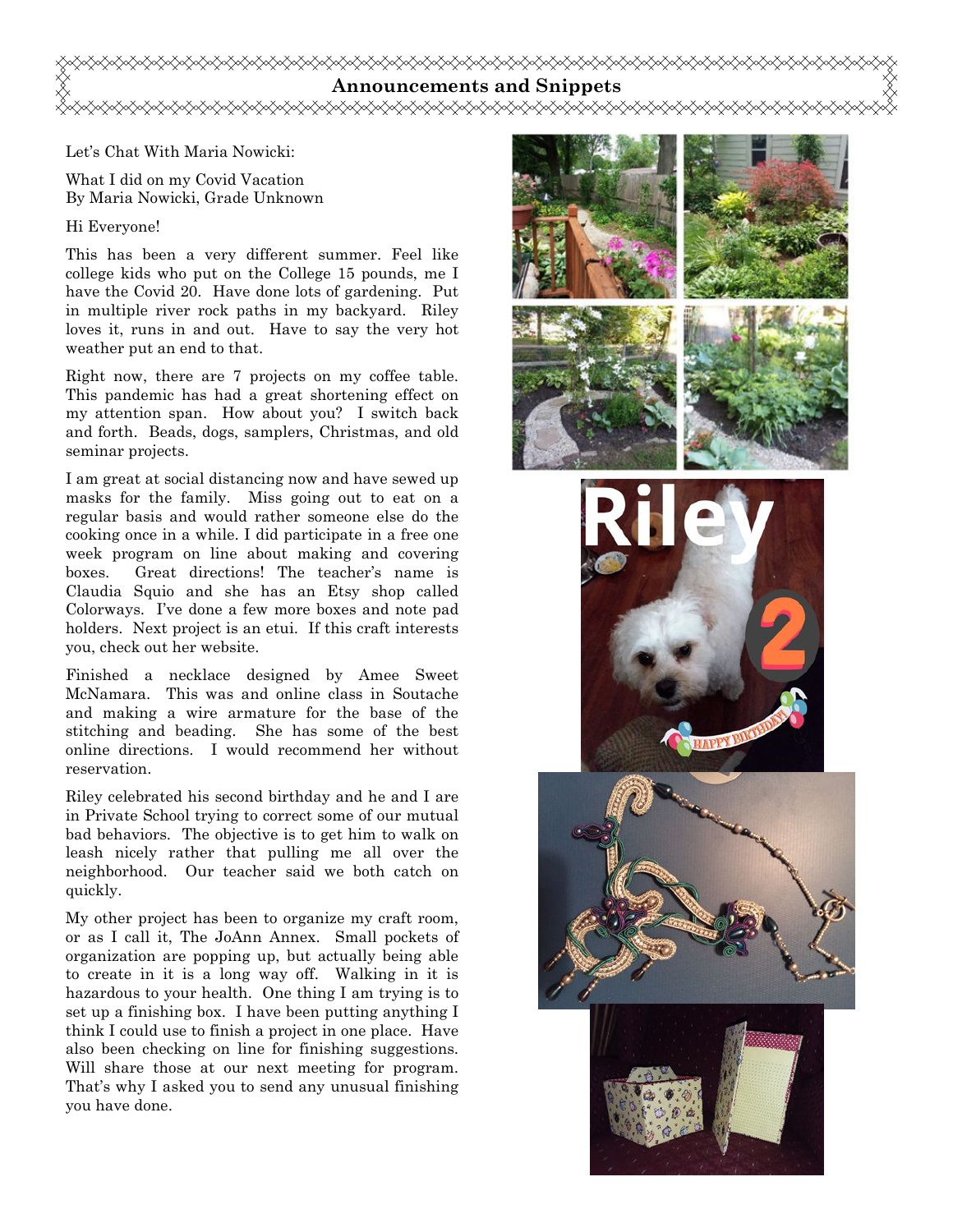## Announcements and Snippets

Let's Chat With Maria Nowicki:

What I did on my Covid Vacation
By Maria Nowicki, Grade Unknown

Hi Everyone!

This has been a very different summer. Feel like college kids who put on the College 15 pounds, me I have the Covid 20. Have done lots of gardening. Put in multiple river rock paths in my backyard. Riley loves it, runs in and out. Have to say the very hot weather put an end to that.

Right now, there are 7 projects on my coffee table. This pandemic has had a great shortening effect on my attention span. How about you? I switch back and forth. Beads, dogs, samplers, Christmas, and old seminar projects.

I am great at social distancing now and have sewed up masks for the family. Miss going out to eat on a regular basis and would rather someone else do the cooking once in a while. I did participate in a free one week program on line about making and covering boxes. Great directions! The teacher's name is Claudia Squio and she has an Etsy shop called Colorways. I've done a few more boxes and note pad holders. Next project is an etui. If this craft interests you, check out her website.

Finished a necklace designed by Amee Sweet McNamara. This was and online class in Soutache and making a wire armature for the base of the stitching and beading. She has some of the best online directions. I would recommend her without reservation.

Riley celebrated his second birthday and he and I are in Private School trying to correct some of our mutual bad behaviors. The objective is to get him to walk on leash nicely rather that pulling me all over the neighborhood. Our teacher said we both catch on quickly.

My other project has been to organize my craft room, or as I call it, The JoAnn Annex. Small pockets of organization are popping up, but actually being able to create in it is a long way off. Walking in it is hazardous to your health. One thing I am trying is to set up a finishing box. I have been putting anything I think I could use to finish a project in one place. Have also been checking on line for finishing suggestions. Will share those at our next meeting for program. That's why I asked you to send any unusual finishing you have done.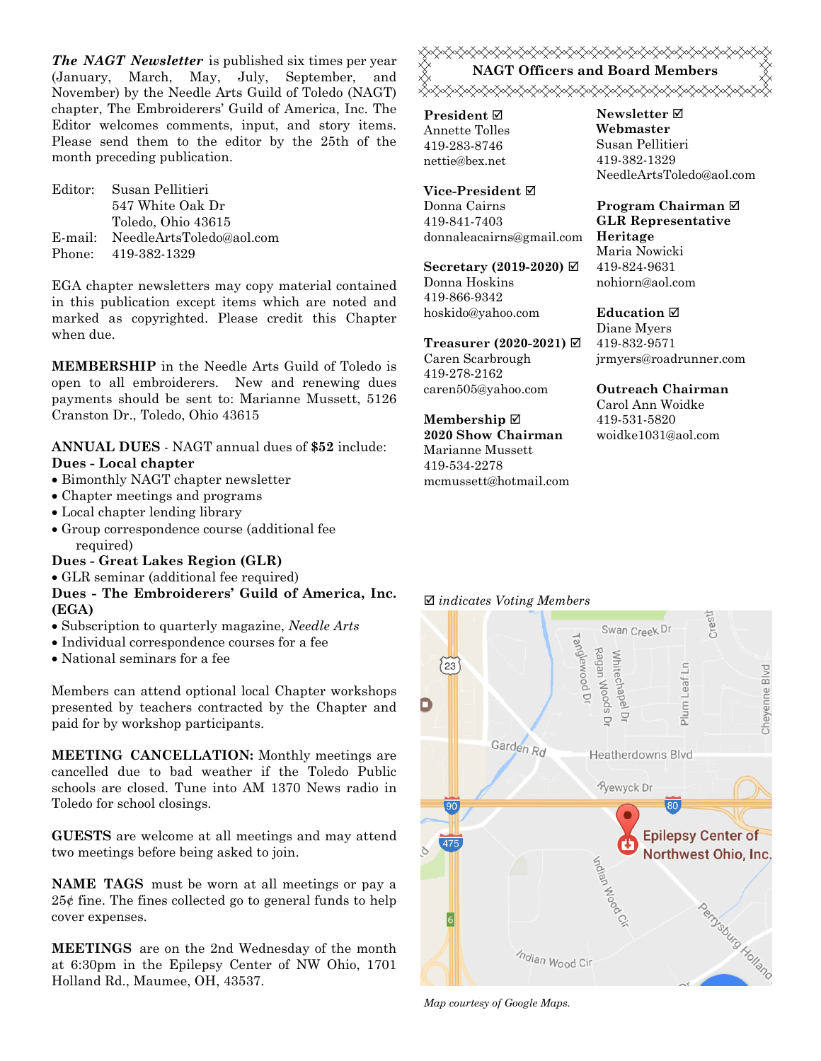***The NAGT Newsletter*** is published six times per year (January, March, May, July, September, and November) by the Needle Arts Guild of Toledo (NAGT) chapter, The Embroiderers' Guild of America, Inc. The Editor welcomes comments, input, and story items. Please send them to the editor by the 25th of the month preceding publication.

Editor: Susan Pellitieri
547 White Oak Dr
Toledo, Ohio 43615
E-mail: NeedleArtsToledo@aol.com
Phone: 419-382-1329

EGA chapter newsletters may copy material contained in this publication except items which are noted and marked as copyrighted. Please credit this Chapter when due.

**MEMBERSHIP** in the Needle Arts Guild of Toledo is open to all embroiderers. New and renewing dues payments should be sent to: Marianne Mussett, 5126 Cranston Dr., Toledo, Ohio 43615

**ANNUAL DUES** - NAGT annual dues of **$52** include:

**Dues - Local chapter**

- Bimonthly NAGT chapter newsletter
- Chapter meetings and programs
- Local chapter lending library
- Group correspondence course (additional fee required)

**Dues - Great Lakes Region (GLR)**

- GLR seminar (additional fee required)

**Dues - The Embroiderers' Guild of America, Inc. (EGA)**

- Subscription to quarterly magazine, *Needle Arts*
- Individual correspondence courses for a fee
- National seminars for a fee

Members can attend optional local Chapter workshops presented by teachers contracted by the Chapter and paid for by workshop participants.

**MEETING CANCELLATION:** Monthly meetings are cancelled due to bad weather if the Toledo Public schools are closed. Tune into AM 1370 News radio in Toledo for school closings.

**GUESTS** are welcome at all meetings and may attend two meetings before being asked to join.

**NAME TAGS** must be worn at all meetings or pay a 25¢ fine. The fines collected go to general funds to help cover expenses.

**MEETINGS** are on the 2nd Wednesday of the month at 6:30pm in the Epilepsy Center of NW Ohio, 1701 Holland Rd., Maumee, OH, 43537.

## NAGT Officers and Board Members

**President ☑**
Annette Tolles
419-283-8746
nettie@bex.net

**Vice-President ☑**
Donna Cairns
419-841-7403
donnaleacairns@gmail.com

**Secretary (2019-2020) ☑**
Donna Hoskins
419-866-9342
hoskido@yahoo.com

**Treasurer (2020-2021) ☑**
Caren Scarbrough
419-278-2162
caren505@yahoo.com

**Membership ☑**
**2020 Show Chairman**
Marianne Mussett
419-534-2278
mcmussett@hotmail.com

**Newsletter ☑**
**Webmaster**
Susan Pellitieri
419-382-1329
NeedleArtsToledo@aol.com

**Program Chairman ☑**
**GLR Representative**
**Heritage**
Maria Nowicki
419-824-9631
nohiorn@aol.com

**Education ☑**
Diane Myers
419-832-9571
jrmyers@roadrunner.com

**Outreach Chairman**
Carol Ann Woidke
419-531-5820
woidke1031@aol.com

☑ *indicates Voting Members*

*Map courtesy of Google Maps.*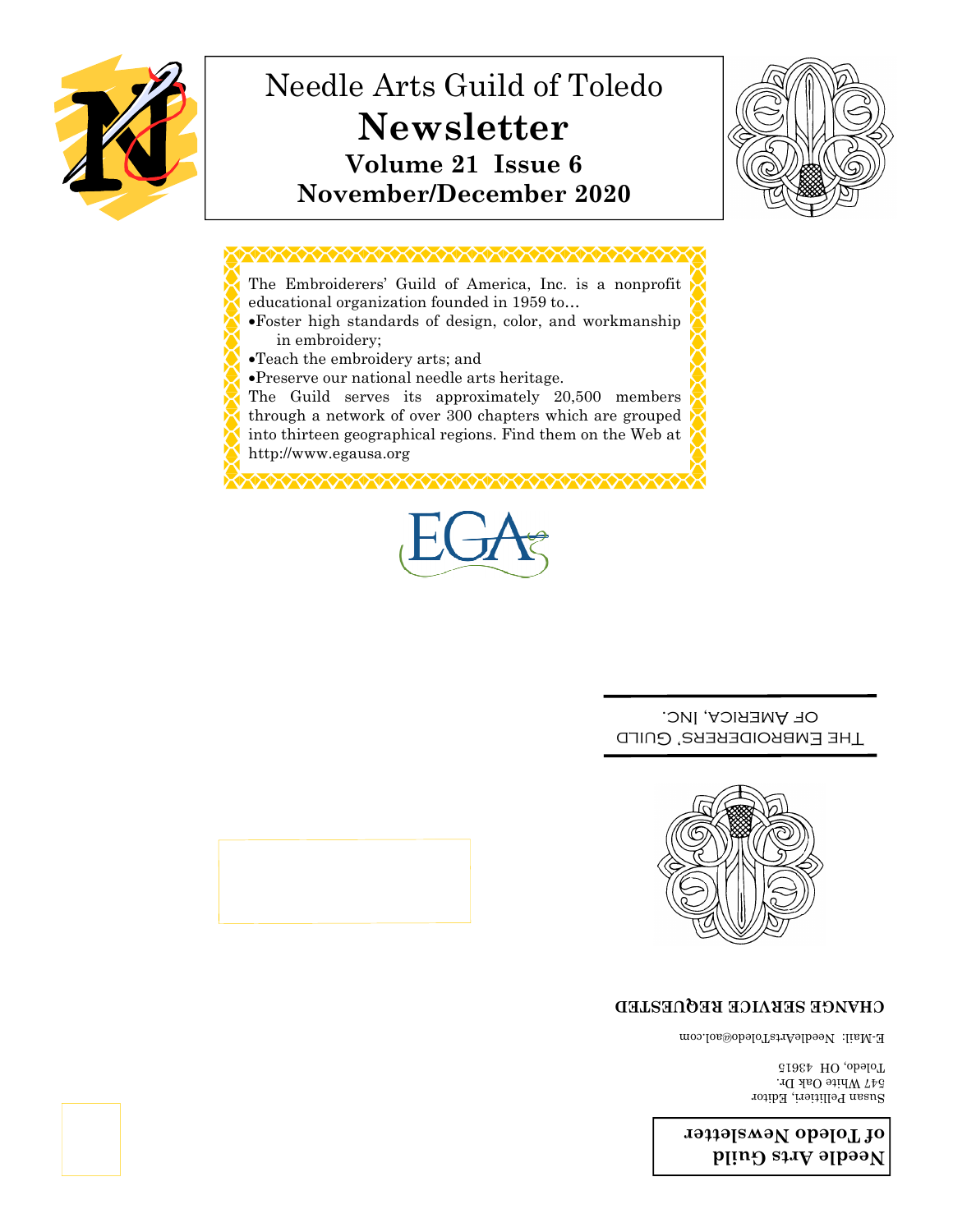# Needle Arts Guild of Toledo

# Newsletter

## Volume 21 Issue 6

## November/December 2020

The Embroiderers' Guild of America, Inc. is a nonprofit educational organization founded in 1959 to…

- Foster high standards of design, color, and workmanship in embroidery;
- Teach the embroidery arts; and
- Preserve our national needle arts heritage.

The Guild serves its approximately 20,500 members through a network of over 300 chapters which are grouped into thirteen geographical regions. Find them on the Web at http://www.egausa.org

EGA

THE EMBROIDERERS' GUILD OF AMERICA, INC.

**CHANGE SERVICE REQUESTED**

E-Mail: NeedleArtsToledo@aol.com

Toledo, OH 43615

547 White Oak Dr.

Susan Pellitieri, Editor

**Needle Arts Guild of Toledo Newsletter**